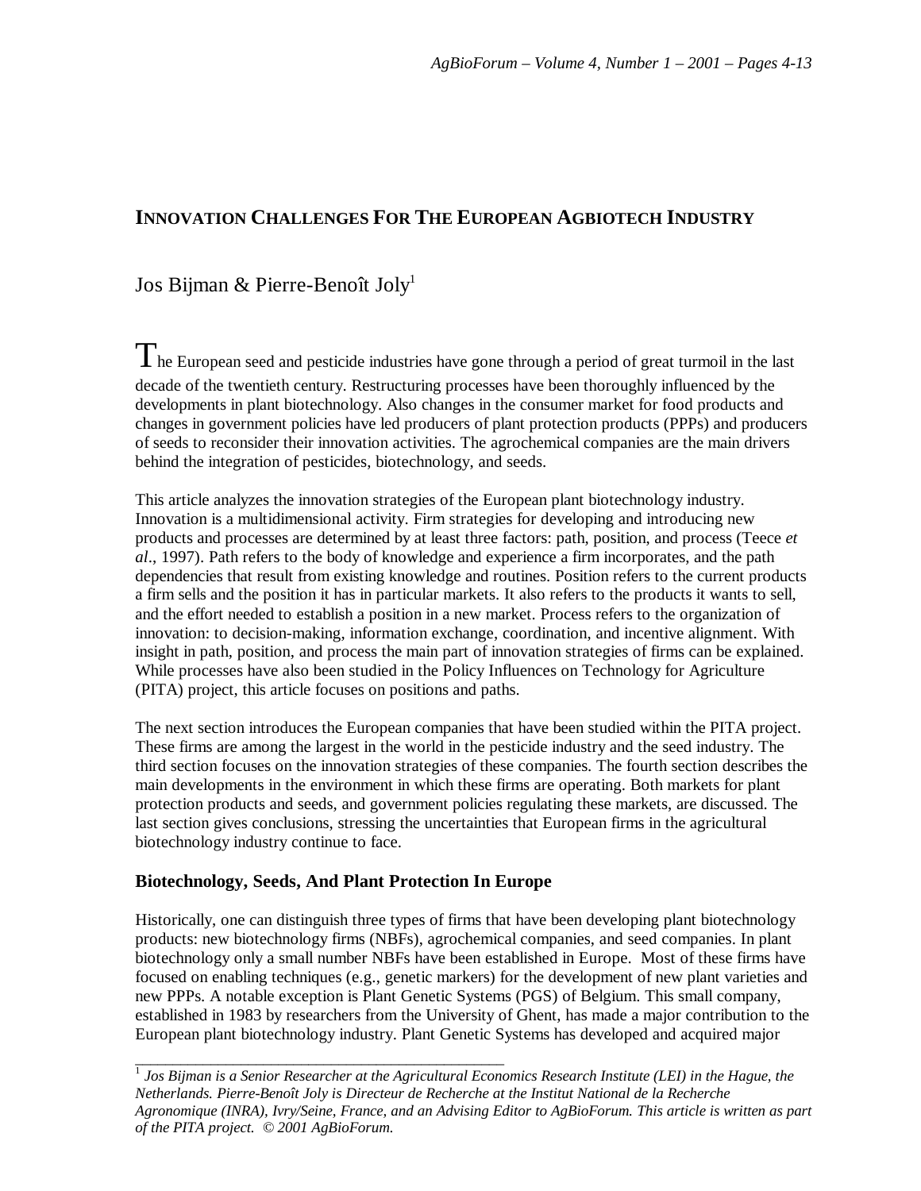# INNOVATION CHALLENGES FOR THE EUROPEAN AGBIOTECH INDUSTRY

Jos Bijman & Pierre-Benoît Joly[1]

The European seed and pesticide industries have gone through a period of great turmoil in the last decade of the twentieth century. Restructuring processes have been thoroughly influenced by the developments in plant biotechnology. Also changes in the consumer market for food products and changes in government policies have led producers of plant protection products (PPPs) and producers of seeds to reconsider their innovation activities. The agrochemical companies are the main drivers behind the integration of pesticides, biotechnology, and seeds.

This article analyzes the innovation strategies of the European plant biotechnology industry. Innovation is a multidimensional activity. Firm strategies for developing and introducing new products and processes are determined by at least three factors: path, position, and process (Teece *et al*., 1997). Path refers to the body of knowledge and experience a firm incorporates, and the path dependencies that result from existing knowledge and routines. Position refers to the current products a firm sells and the position it has in particular markets. It also refers to the products it wants to sell, and the effort needed to establish a position in a new market. Process refers to the organization of innovation: to decision-making, information exchange, coordination, and incentive alignment. With insight in path, position, and process the main part of innovation strategies of firms can be explained. While processes have also been studied in the Policy Influences on Technology for Agriculture (PITA) project, this article focuses on positions and paths.

The next section introduces the European companies that have been studied within the PITA project. These firms are among the largest in the world in the pesticide industry and the seed industry. The third section focuses on the innovation strategies of these companies. The fourth section describes the main developments in the environment in which these firms are operating. Both markets for plant protection products and seeds, and government policies regulating these markets, are discussed. The last section gives conclusions, stressing the uncertainties that European firms in the agricultural biotechnology industry continue to face.

## Biotechnology, Seeds, And Plant Protection In Europe

Historically, one can distinguish three types of firms that have been developing plant biotechnology products: new biotechnology firms (NBFs), agrochemical companies, and seed companies. In plant biotechnology only a small number NBFs have been established in Europe. Most of these firms have focused on enabling techniques (e.g., genetic markers) for the development of new plant varieties and new PPPs. A notable exception is Plant Genetic Systems (PGS) of Belgium. This small company, established in 1983 by researchers from the University of Ghent, has made a major contribution to the European plant biotechnology industry. Plant Genetic Systems has developed and acquired major

---

[1] *Jos Bijman is a Senior Researcher at the Agricultural Economics Research Institute (LEI) in the Hague, the Netherlands. Pierre-Benoît Joly is Directeur de Recherche at the Institut National de la Recherche Agronomique (INRA), Ivry/Seine, France, and an Advising Editor to AgBioForum. This article is written as part of the PITA project. © 2001 AgBioForum.*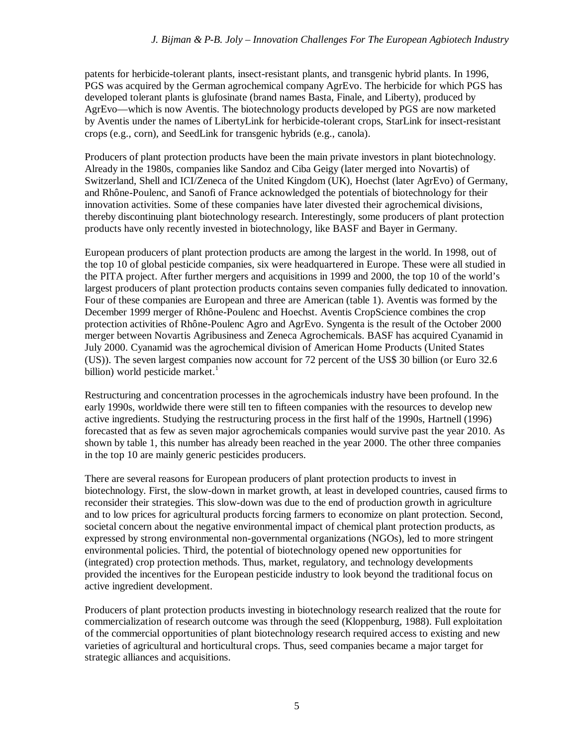patents for herbicide-tolerant plants, insect-resistant plants, and transgenic hybrid plants. In 1996, PGS was acquired by the German agrochemical company AgrEvo. The herbicide for which PGS has developed tolerant plants is glufosinate (brand names Basta, Finale, and Liberty), produced by AgrEvo—which is now Aventis. The biotechnology products developed by PGS are now marketed by Aventis under the names of LibertyLink for herbicide-tolerant crops, StarLink for insect-resistant crops (e.g., corn), and SeedLink for transgenic hybrids (e.g., canola).

Producers of plant protection products have been the main private investors in plant biotechnology. Already in the 1980s, companies like Sandoz and Ciba Geigy (later merged into Novartis) of Switzerland, Shell and ICI/Zeneca of the United Kingdom (UK), Hoechst (later AgrEvo) of Germany, and Rhône-Poulenc, and Sanofi of France acknowledged the potentials of biotechnology for their innovation activities. Some of these companies have later divested their agrochemical divisions, thereby discontinuing plant biotechnology research. Interestingly, some producers of plant protection products have only recently invested in biotechnology, like BASF and Bayer in Germany.

European producers of plant protection products are among the largest in the world. In 1998, out of the top 10 of global pesticide companies, six were headquartered in Europe. These were all studied in the PITA project. After further mergers and acquisitions in 1999 and 2000, the top 10 of the world's largest producers of plant protection products contains seven companies fully dedicated to innovation. Four of these companies are European and three are American (table 1). Aventis was formed by the December 1999 merger of Rhône-Poulenc and Hoechst. Aventis CropScience combines the crop protection activities of Rhône-Poulenc Agro and AgrEvo. Syngenta is the result of the October 2000 merger between Novartis Agribusiness and Zeneca Agrochemicals. BASF has acquired Cyanamid in July 2000. Cyanamid was the agrochemical division of American Home Products (United States (US)). The seven largest companies now account for 72 percent of the US$ 30 billion (or Euro 32.6 billion) world pesticide market.[1]

Restructuring and concentration processes in the agrochemicals industry have been profound. In the early 1990s, worldwide there were still ten to fifteen companies with the resources to develop new active ingredients. Studying the restructuring process in the first half of the 1990s, Hartnell (1996) forecasted that as few as seven major agrochemicals companies would survive past the year 2010. As shown by table 1, this number has already been reached in the year 2000. The other three companies in the top 10 are mainly generic pesticides producers.

There are several reasons for European producers of plant protection products to invest in biotechnology. First, the slow-down in market growth, at least in developed countries, caused firms to reconsider their strategies. This slow-down was due to the end of production growth in agriculture and to low prices for agricultural products forcing farmers to economize on plant protection. Second, societal concern about the negative environmental impact of chemical plant protection products, as expressed by strong environmental non-governmental organizations (NGOs), led to more stringent environmental policies. Third, the potential of biotechnology opened new opportunities for (integrated) crop protection methods. Thus, market, regulatory, and technology developments provided the incentives for the European pesticide industry to look beyond the traditional focus on active ingredient development.

Producers of plant protection products investing in biotechnology research realized that the route for commercialization of research outcome was through the seed (Kloppenburg, 1988). Full exploitation of the commercial opportunities of plant biotechnology research required access to existing and new varieties of agricultural and horticultural crops. Thus, seed companies became a major target for strategic alliances and acquisitions.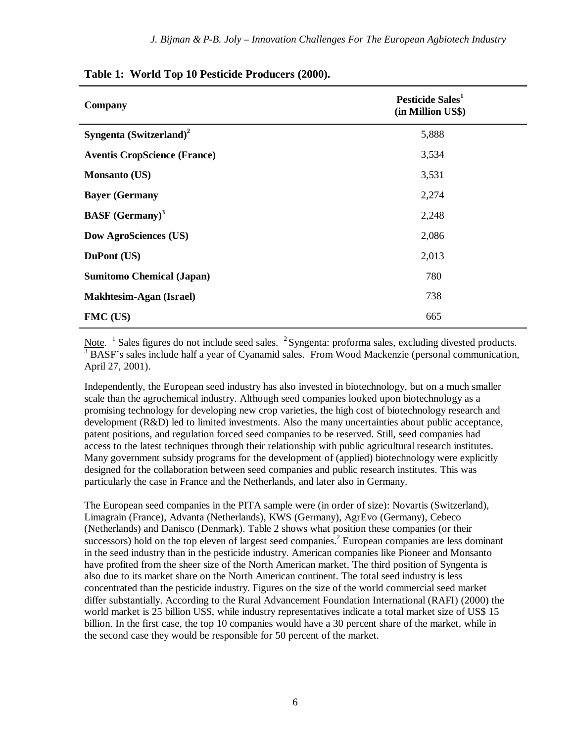**Table 1: World Top 10 Pesticide Producers (2000).**

| Company | Pesticide Sales[1] (in Million US$) |
| --- | --- |
| **Syngenta (Switzerland)[2]** | 5,888 |
| **Aventis CropScience (France)** | 3,534 |
| **Monsanto (US)** | 3,531 |
| **Bayer (Germany** | 2,274 |
| **BASF (Germany)[3]** | 2,248 |
| **Dow AgroSciences (US)** | 2,086 |
| **DuPont (US)** | 2,013 |
| **Sumitomo Chemical (Japan)** | 780 |
| **Makhtesim-Agan (Israel)** | 738 |
| **FMC (US)** | 665 |

Note. [1] Sales figures do not include seed sales. [2] Syngenta: proforma sales, excluding divested products. [3] BASF's sales include half a year of Cyanamid sales. From Wood Mackenzie (personal communication, April 27, 2001).

Independently, the European seed industry has also invested in biotechnology, but on a much smaller scale than the agrochemical industry. Although seed companies looked upon biotechnology as a promising technology for developing new crop varieties, the high cost of biotechnology research and development (R&D) led to limited investments. Also the many uncertainties about public acceptance, patent positions, and regulation forced seed companies to be reserved. Still, seed companies had access to the latest techniques through their relationship with public agricultural research institutes. Many government subsidy programs for the development of (applied) biotechnology were explicitly designed for the collaboration between seed companies and public research institutes. This was particularly the case in France and the Netherlands, and later also in Germany.

The European seed companies in the PITA sample were (in order of size): Novartis (Switzerland), Limagrain (France), Advanta (Netherlands), KWS (Germany), AgrEvo (Germany), Cebeco (Netherlands) and Danisco (Denmark). Table 2 shows what position these companies (or their successors) hold on the top eleven of largest seed companies.[2] European companies are less dominant in the seed industry than in the pesticide industry. American companies like Pioneer and Monsanto have profited from the sheer size of the North American market. The third position of Syngenta is also due to its market share on the North American continent. The total seed industry is less concentrated than the pesticide industry. Figures on the size of the world commercial seed market differ substantially. According to the Rural Advancement Foundation International (RAFI) (2000) the world market is 25 billion US$, while industry representatives indicate a total market size of US$ 15 billion. In the first case, the top 10 companies would have a 30 percent share of the market, while in the second case they would be responsible for 50 percent of the market.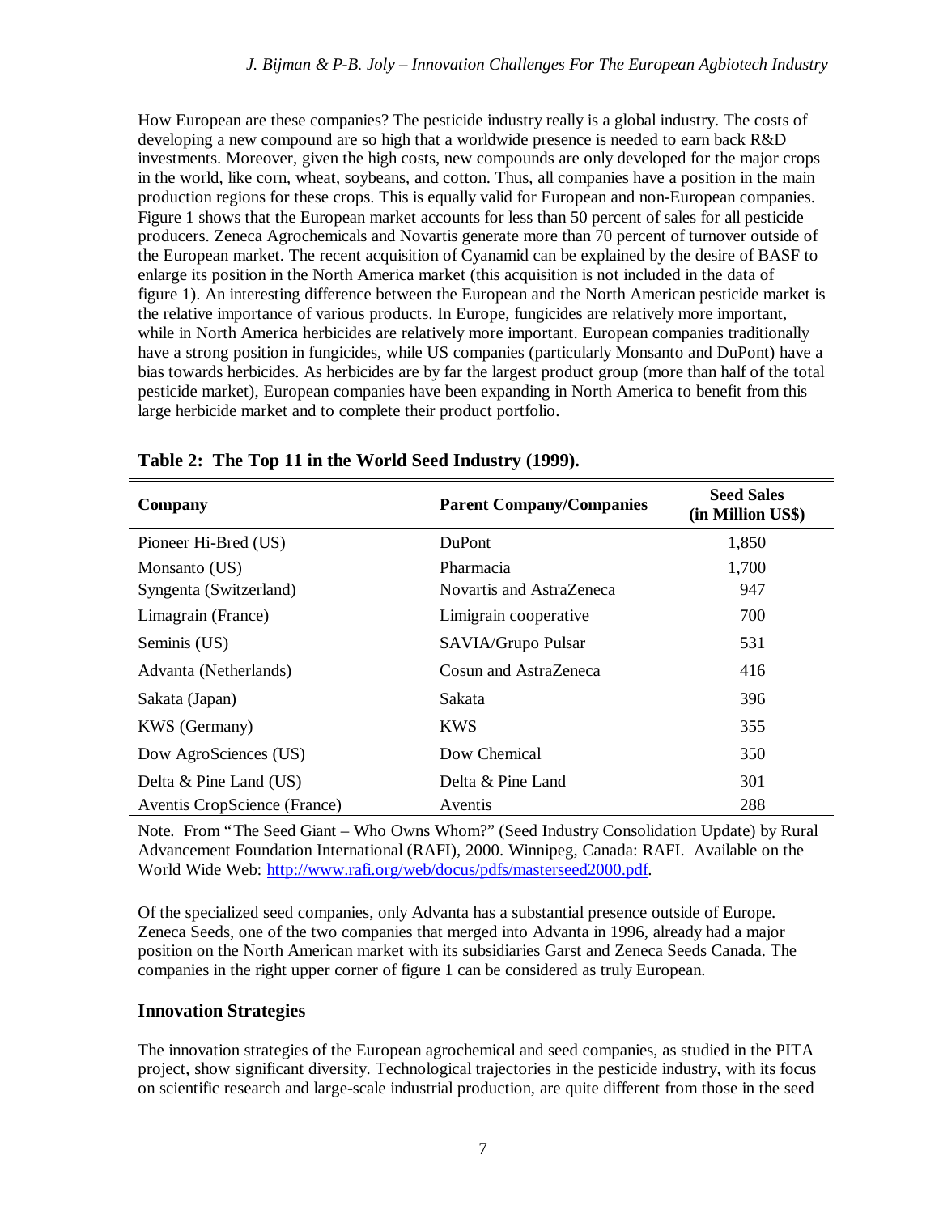How European are these companies? The pesticide industry really is a global industry. The costs of developing a new compound are so high that a worldwide presence is needed to earn back R&D investments. Moreover, given the high costs, new compounds are only developed for the major crops in the world, like corn, wheat, soybeans, and cotton. Thus, all companies have a position in the main production regions for these crops. This is equally valid for European and non-European companies. Figure 1 shows that the European market accounts for less than 50 percent of sales for all pesticide producers. Zeneca Agrochemicals and Novartis generate more than 70 percent of turnover outside of the European market. The recent acquisition of Cyanamid can be explained by the desire of BASF to enlarge its position in the North America market (this acquisition is not included in the data of figure 1). An interesting difference between the European and the North American pesticide market is the relative importance of various products. In Europe, fungicides are relatively more important, while in North America herbicides are relatively more important. European companies traditionally have a strong position in fungicides, while US companies (particularly Monsanto and DuPont) have a bias towards herbicides. As herbicides are by far the largest product group (more than half of the total pesticide market), European companies have been expanding in North America to benefit from this large herbicide market and to complete their product portfolio.

**Table 2: The Top 11 in the World Seed Industry (1999).**

| Company | Parent Company/Companies | Seed Sales (in Million US$) |
|---|---|---|
| Pioneer Hi-Bred (US) | DuPont | 1,850 |
| Monsanto (US) | Pharmacia | 1,700 |
| Syngenta (Switzerland) | Novartis and AstraZeneca | 947 |
| Limagrain (France) | Limigrain cooperative | 700 |
| Seminis (US) | SAVIA/Grupo Pulsar | 531 |
| Advanta (Netherlands) | Cosun and AstraZeneca | 416 |
| Sakata (Japan) | Sakata | 396 |
| KWS (Germany) | KWS | 355 |
| Dow AgroSciences (US) | Dow Chemical | 350 |
| Delta & Pine Land (US) | Delta & Pine Land | 301 |
| Aventis CropScience (France) | Aventis | 288 |

Note. From "The Seed Giant – Who Owns Whom?" (Seed Industry Consolidation Update) by Rural Advancement Foundation International (RAFI), 2000. Winnipeg, Canada: RAFI. Available on the World Wide Web: http://www.rafi.org/web/docus/pdfs/masterseed2000.pdf.

Of the specialized seed companies, only Advanta has a substantial presence outside of Europe. Zeneca Seeds, one of the two companies that merged into Advanta in 1996, already had a major position on the North American market with its subsidiaries Garst and Zeneca Seeds Canada. The companies in the right upper corner of figure 1 can be considered as truly European.

## Innovation Strategies

The innovation strategies of the European agrochemical and seed companies, as studied in the PITA project, show significant diversity. Technological trajectories in the pesticide industry, with its focus on scientific research and large-scale industrial production, are quite different from those in the seed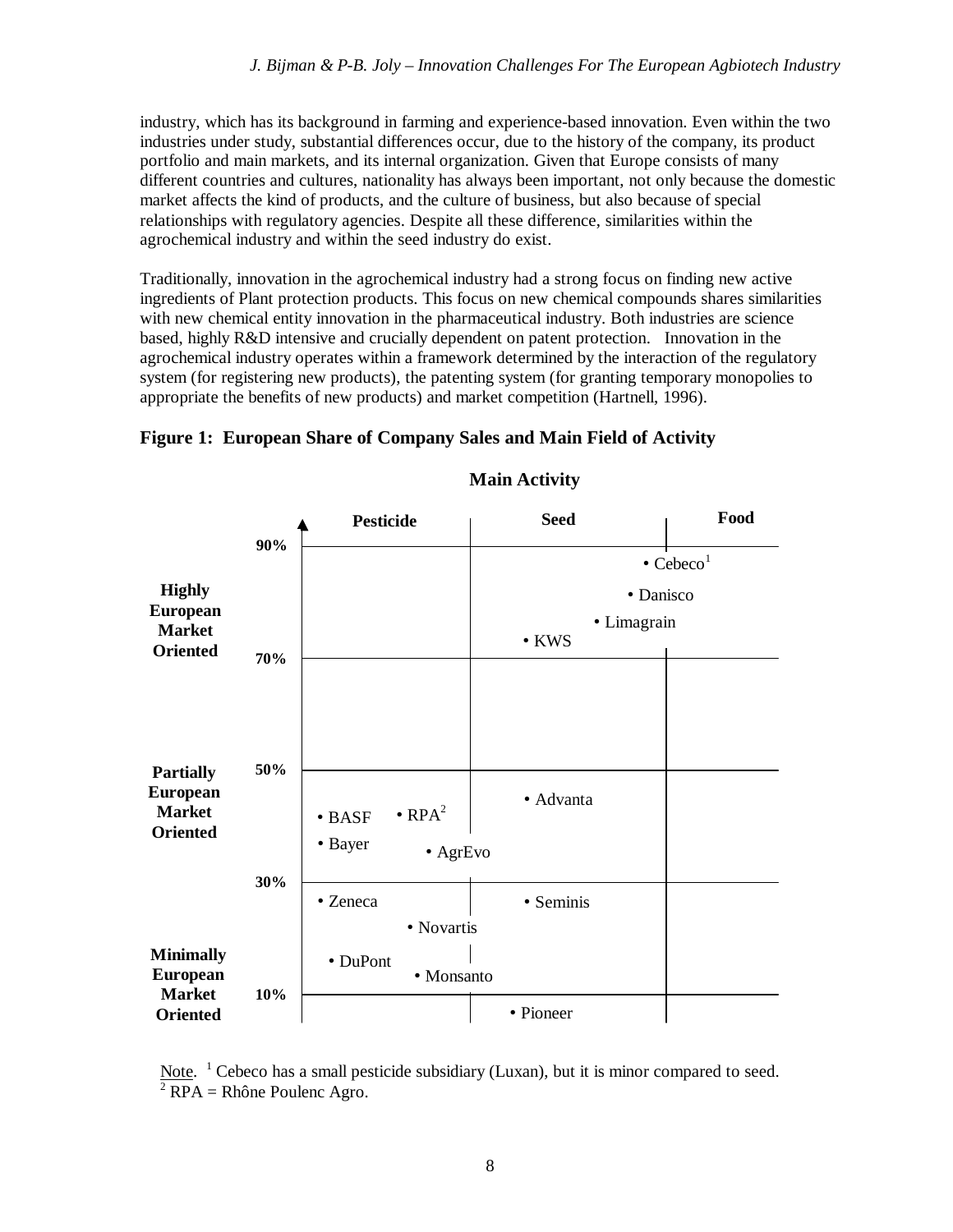industry, which has its background in farming and experience-based innovation. Even within the two industries under study, substantial differences occur, due to the history of the company, its product portfolio and main markets, and its internal organization. Given that Europe consists of many different countries and cultures, nationality has always been important, not only because the domestic market affects the kind of products, and the culture of business, but also because of special relationships with regulatory agencies. Despite all these difference, similarities within the agrochemical industry and within the seed industry do exist.

Traditionally, innovation in the agrochemical industry had a strong focus on finding new active ingredients of Plant protection products. This focus on new chemical compounds shares similarities with new chemical entity innovation in the pharmaceutical industry. Both industries are science based, highly R&D intensive and crucially dependent on patent protection. Innovation in the agrochemical industry operates within a framework determined by the interaction of the regulatory system (for registering new products), the patenting system (for granting temporary monopolies to appropriate the benefits of new products) and market competition (Hartnell, 1996).

**Figure 1: European Share of Company Sales and Main Field of Activity**

**Main Activity**

| European share of sales | Pesticide | Seed | Food |
|---|---|---|---|
| **Highly European Market Oriented** (70%–90%) | | • KWS<br>• Limagrain | • Cebeco[1]<br>• Danisco |
| 50%–70% | | | |
| **Partially European Market Oriented** (30%–50%) | • BASF<br>• RPA[2]<br>• Bayer<br>• AgrEvo | • Advanta | |
| **Minimally European Market Oriented** (10%–30%) | • Zeneca<br>• Novartis<br>• DuPont<br>• Monsanto | • Seminis | |
| < 10% | | • Pioneer | |

Note. [1] Cebeco has a small pesticide subsidiary (Luxan), but it is minor compared to seed.
[2] RPA = Rhône Poulenc Agro.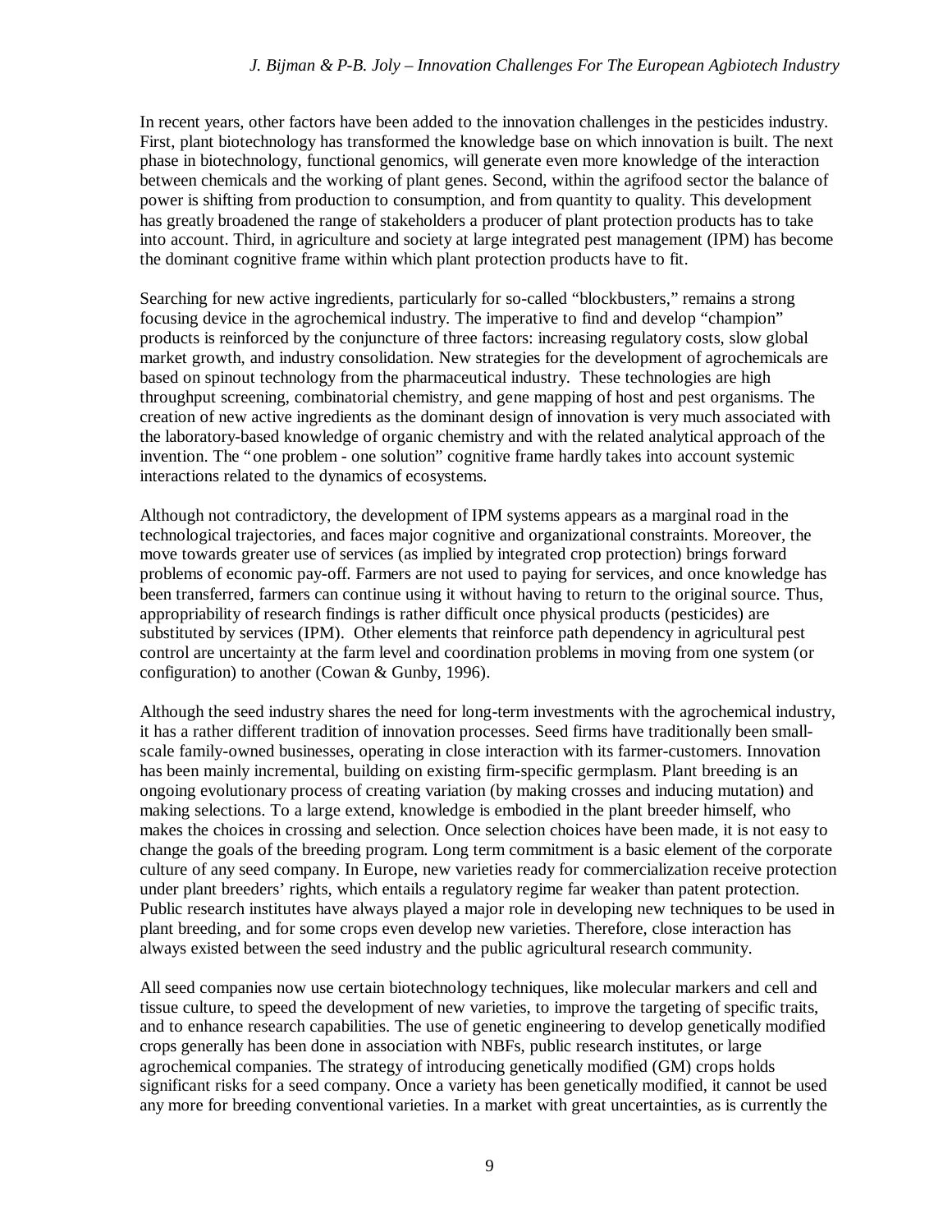In recent years, other factors have been added to the innovation challenges in the pesticides industry. First, plant biotechnology has transformed the knowledge base on which innovation is built. The next phase in biotechnology, functional genomics, will generate even more knowledge of the interaction between chemicals and the working of plant genes. Second, within the agrifood sector the balance of power is shifting from production to consumption, and from quantity to quality. This development has greatly broadened the range of stakeholders a producer of plant protection products has to take into account. Third, in agriculture and society at large integrated pest management (IPM) has become the dominant cognitive frame within which plant protection products have to fit.

Searching for new active ingredients, particularly for so-called "blockbusters," remains a strong focusing device in the agrochemical industry. The imperative to find and develop "champion" products is reinforced by the conjuncture of three factors: increasing regulatory costs, slow global market growth, and industry consolidation. New strategies for the development of agrochemicals are based on spinout technology from the pharmaceutical industry. These technologies are high throughput screening, combinatorial chemistry, and gene mapping of host and pest organisms. The creation of new active ingredients as the dominant design of innovation is very much associated with the laboratory-based knowledge of organic chemistry and with the related analytical approach of the invention. The "one problem - one solution" cognitive frame hardly takes into account systemic interactions related to the dynamics of ecosystems.

Although not contradictory, the development of IPM systems appears as a marginal road in the technological trajectories, and faces major cognitive and organizational constraints. Moreover, the move towards greater use of services (as implied by integrated crop protection) brings forward problems of economic pay-off. Farmers are not used to paying for services, and once knowledge has been transferred, farmers can continue using it without having to return to the original source. Thus, appropriability of research findings is rather difficult once physical products (pesticides) are substituted by services (IPM). Other elements that reinforce path dependency in agricultural pest control are uncertainty at the farm level and coordination problems in moving from one system (or configuration) to another (Cowan & Gunby, 1996).

Although the seed industry shares the need for long-term investments with the agrochemical industry, it has a rather different tradition of innovation processes. Seed firms have traditionally been small-scale family-owned businesses, operating in close interaction with its farmer-customers. Innovation has been mainly incremental, building on existing firm-specific germplasm. Plant breeding is an ongoing evolutionary process of creating variation (by making crosses and inducing mutation) and making selections. To a large extend, knowledge is embodied in the plant breeder himself, who makes the choices in crossing and selection. Once selection choices have been made, it is not easy to change the goals of the breeding program. Long term commitment is a basic element of the corporate culture of any seed company. In Europe, new varieties ready for commercialization receive protection under plant breeders' rights, which entails a regulatory regime far weaker than patent protection. Public research institutes have always played a major role in developing new techniques to be used in plant breeding, and for some crops even develop new varieties. Therefore, close interaction has always existed between the seed industry and the public agricultural research community.

All seed companies now use certain biotechnology techniques, like molecular markers and cell and tissue culture, to speed the development of new varieties, to improve the targeting of specific traits, and to enhance research capabilities. The use of genetic engineering to develop genetically modified crops generally has been done in association with NBFs, public research institutes, or large agrochemical companies. The strategy of introducing genetically modified (GM) crops holds significant risks for a seed company. Once a variety has been genetically modified, it cannot be used any more for breeding conventional varieties. In a market with great uncertainties, as is currently the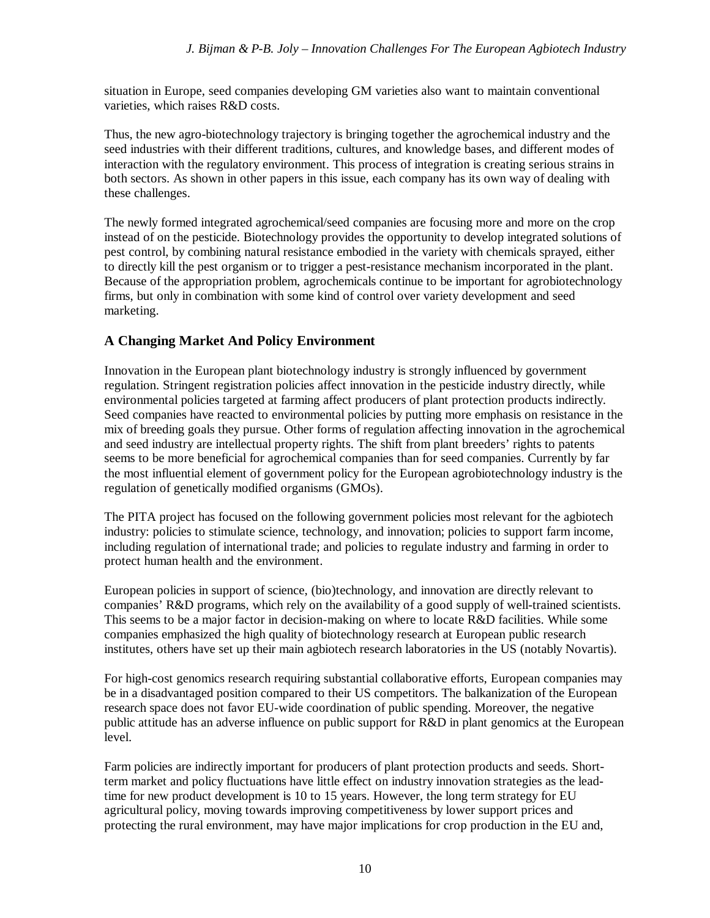situation in Europe, seed companies developing GM varieties also want to maintain conventional varieties, which raises R&D costs.

Thus, the new agro-biotechnology trajectory is bringing together the agrochemical industry and the seed industries with their different traditions, cultures, and knowledge bases, and different modes of interaction with the regulatory environment. This process of integration is creating serious strains in both sectors. As shown in other papers in this issue, each company has its own way of dealing with these challenges.

The newly formed integrated agrochemical/seed companies are focusing more and more on the crop instead of on the pesticide. Biotechnology provides the opportunity to develop integrated solutions of pest control, by combining natural resistance embodied in the variety with chemicals sprayed, either to directly kill the pest organism or to trigger a pest-resistance mechanism incorporated in the plant. Because of the appropriation problem, agrochemicals continue to be important for agrobiotechnology firms, but only in combination with some kind of control over variety development and seed marketing.

## A Changing Market And Policy Environment

Innovation in the European plant biotechnology industry is strongly influenced by government regulation. Stringent registration policies affect innovation in the pesticide industry directly, while environmental policies targeted at farming affect producers of plant protection products indirectly. Seed companies have reacted to environmental policies by putting more emphasis on resistance in the mix of breeding goals they pursue. Other forms of regulation affecting innovation in the agrochemical and seed industry are intellectual property rights. The shift from plant breeders' rights to patents seems to be more beneficial for agrochemical companies than for seed companies. Currently by far the most influential element of government policy for the European agrobiotechnology industry is the regulation of genetically modified organisms (GMOs).

The PITA project has focused on the following government policies most relevant for the agbiotech industry: policies to stimulate science, technology, and innovation; policies to support farm income, including regulation of international trade; and policies to regulate industry and farming in order to protect human health and the environment.

European policies in support of science, (bio)technology, and innovation are directly relevant to companies' R&D programs, which rely on the availability of a good supply of well-trained scientists. This seems to be a major factor in decision-making on where to locate R&D facilities. While some companies emphasized the high quality of biotechnology research at European public research institutes, others have set up their main agbiotech research laboratories in the US (notably Novartis).

For high-cost genomics research requiring substantial collaborative efforts, European companies may be in a disadvantaged position compared to their US competitors. The balkanization of the European research space does not favor EU-wide coordination of public spending. Moreover, the negative public attitude has an adverse influence on public support for R&D in plant genomics at the European level.

Farm policies are indirectly important for producers of plant protection products and seeds. Short-term market and policy fluctuations have little effect on industry innovation strategies as the lead-time for new product development is 10 to 15 years. However, the long term strategy for EU agricultural policy, moving towards improving competitiveness by lower support prices and protecting the rural environment, may have major implications for crop production in the EU and,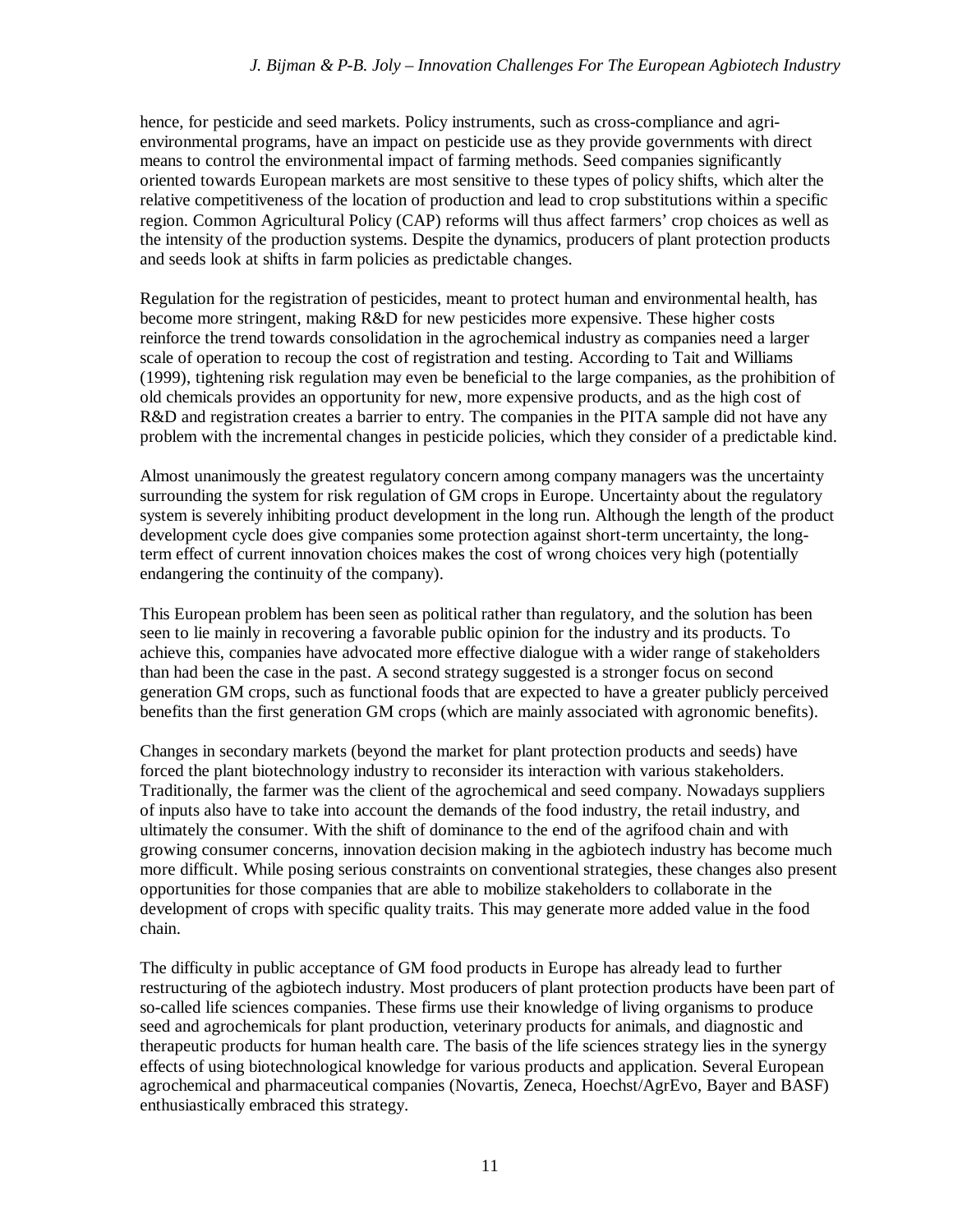hence, for pesticide and seed markets. Policy instruments, such as cross-compliance and agri-environmental programs, have an impact on pesticide use as they provide governments with direct means to control the environmental impact of farming methods. Seed companies significantly oriented towards European markets are most sensitive to these types of policy shifts, which alter the relative competitiveness of the location of production and lead to crop substitutions within a specific region. Common Agricultural Policy (CAP) reforms will thus affect farmers' crop choices as well as the intensity of the production systems. Despite the dynamics, producers of plant protection products and seeds look at shifts in farm policies as predictable changes.

Regulation for the registration of pesticides, meant to protect human and environmental health, has become more stringent, making R&D for new pesticides more expensive. These higher costs reinforce the trend towards consolidation in the agrochemical industry as companies need a larger scale of operation to recoup the cost of registration and testing. According to Tait and Williams (1999), tightening risk regulation may even be beneficial to the large companies, as the prohibition of old chemicals provides an opportunity for new, more expensive products, and as the high cost of R&D and registration creates a barrier to entry. The companies in the PITA sample did not have any problem with the incremental changes in pesticide policies, which they consider of a predictable kind.

Almost unanimously the greatest regulatory concern among company managers was the uncertainty surrounding the system for risk regulation of GM crops in Europe. Uncertainty about the regulatory system is severely inhibiting product development in the long run. Although the length of the product development cycle does give companies some protection against short-term uncertainty, the long-term effect of current innovation choices makes the cost of wrong choices very high (potentially endangering the continuity of the company).

This European problem has been seen as political rather than regulatory, and the solution has been seen to lie mainly in recovering a favorable public opinion for the industry and its products. To achieve this, companies have advocated more effective dialogue with a wider range of stakeholders than had been the case in the past. A second strategy suggested is a stronger focus on second generation GM crops, such as functional foods that are expected to have a greater publicly perceived benefits than the first generation GM crops (which are mainly associated with agronomic benefits).

Changes in secondary markets (beyond the market for plant protection products and seeds) have forced the plant biotechnology industry to reconsider its interaction with various stakeholders. Traditionally, the farmer was the client of the agrochemical and seed company. Nowadays suppliers of inputs also have to take into account the demands of the food industry, the retail industry, and ultimately the consumer. With the shift of dominance to the end of the agrifood chain and with growing consumer concerns, innovation decision making in the agbiotech industry has become much more difficult. While posing serious constraints on conventional strategies, these changes also present opportunities for those companies that are able to mobilize stakeholders to collaborate in the development of crops with specific quality traits. This may generate more added value in the food chain.

The difficulty in public acceptance of GM food products in Europe has already lead to further restructuring of the agbiotech industry. Most producers of plant protection products have been part of so-called life sciences companies. These firms use their knowledge of living organisms to produce seed and agrochemicals for plant production, veterinary products for animals, and diagnostic and therapeutic products for human health care. The basis of the life sciences strategy lies in the synergy effects of using biotechnological knowledge for various products and application. Several European agrochemical and pharmaceutical companies (Novartis, Zeneca, Hoechst/AgrEvo, Bayer and BASF) enthusiastically embraced this strategy.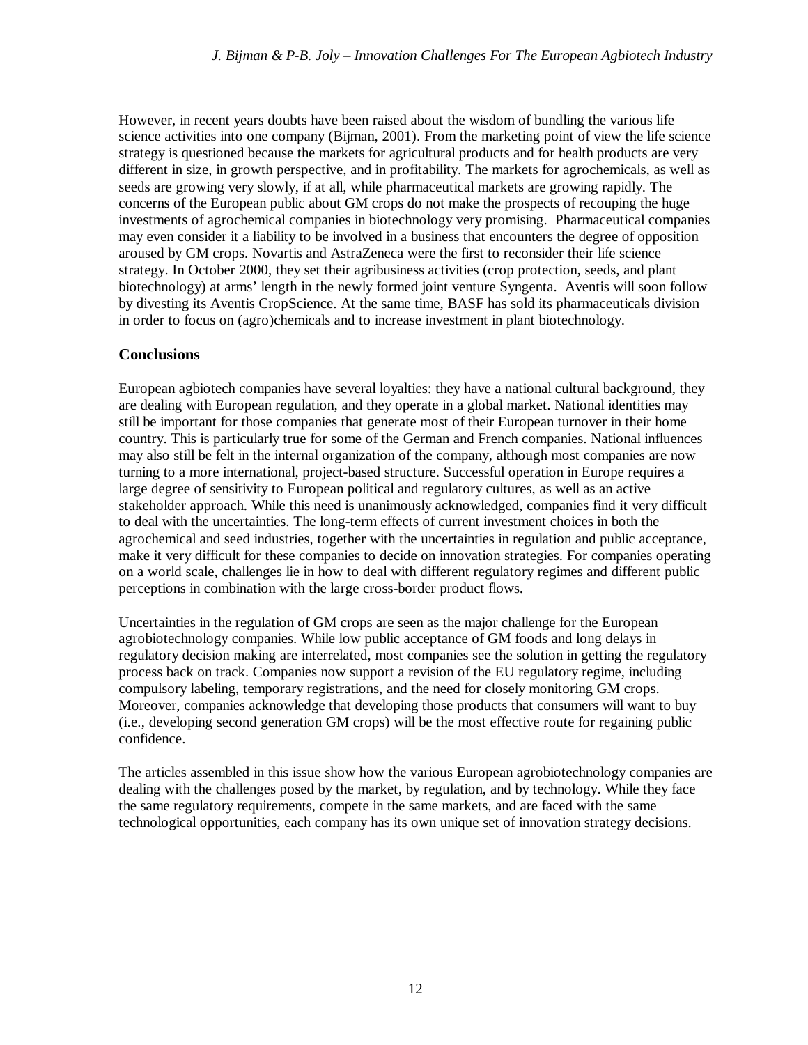However, in recent years doubts have been raised about the wisdom of bundling the various life science activities into one company (Bijman, 2001). From the marketing point of view the life science strategy is questioned because the markets for agricultural products and for health products are very different in size, in growth perspective, and in profitability. The markets for agrochemicals, as well as seeds are growing very slowly, if at all, while pharmaceutical markets are growing rapidly. The concerns of the European public about GM crops do not make the prospects of recouping the huge investments of agrochemical companies in biotechnology very promising. Pharmaceutical companies may even consider it a liability to be involved in a business that encounters the degree of opposition aroused by GM crops. Novartis and AstraZeneca were the first to reconsider their life science strategy. In October 2000, they set their agribusiness activities (crop protection, seeds, and plant biotechnology) at arms' length in the newly formed joint venture Syngenta. Aventis will soon follow by divesting its Aventis CropScience. At the same time, BASF has sold its pharmaceuticals division in order to focus on (agro)chemicals and to increase investment in plant biotechnology.

## Conclusions

European agbiotech companies have several loyalties: they have a national cultural background, they are dealing with European regulation, and they operate in a global market. National identities may still be important for those companies that generate most of their European turnover in their home country. This is particularly true for some of the German and French companies. National influences may also still be felt in the internal organization of the company, although most companies are now turning to a more international, project-based structure. Successful operation in Europe requires a large degree of sensitivity to European political and regulatory cultures, as well as an active stakeholder approach. While this need is unanimously acknowledged, companies find it very difficult to deal with the uncertainties. The long-term effects of current investment choices in both the agrochemical and seed industries, together with the uncertainties in regulation and public acceptance, make it very difficult for these companies to decide on innovation strategies. For companies operating on a world scale, challenges lie in how to deal with different regulatory regimes and different public perceptions in combination with the large cross-border product flows.

Uncertainties in the regulation of GM crops are seen as the major challenge for the European agrobiotechnology companies. While low public acceptance of GM foods and long delays in regulatory decision making are interrelated, most companies see the solution in getting the regulatory process back on track. Companies now support a revision of the EU regulatory regime, including compulsory labeling, temporary registrations, and the need for closely monitoring GM crops. Moreover, companies acknowledge that developing those products that consumers will want to buy (i.e., developing second generation GM crops) will be the most effective route for regaining public confidence.

The articles assembled in this issue show how the various European agrobiotechnology companies are dealing with the challenges posed by the market, by regulation, and by technology. While they face the same regulatory requirements, compete in the same markets, and are faced with the same technological opportunities, each company has its own unique set of innovation strategy decisions.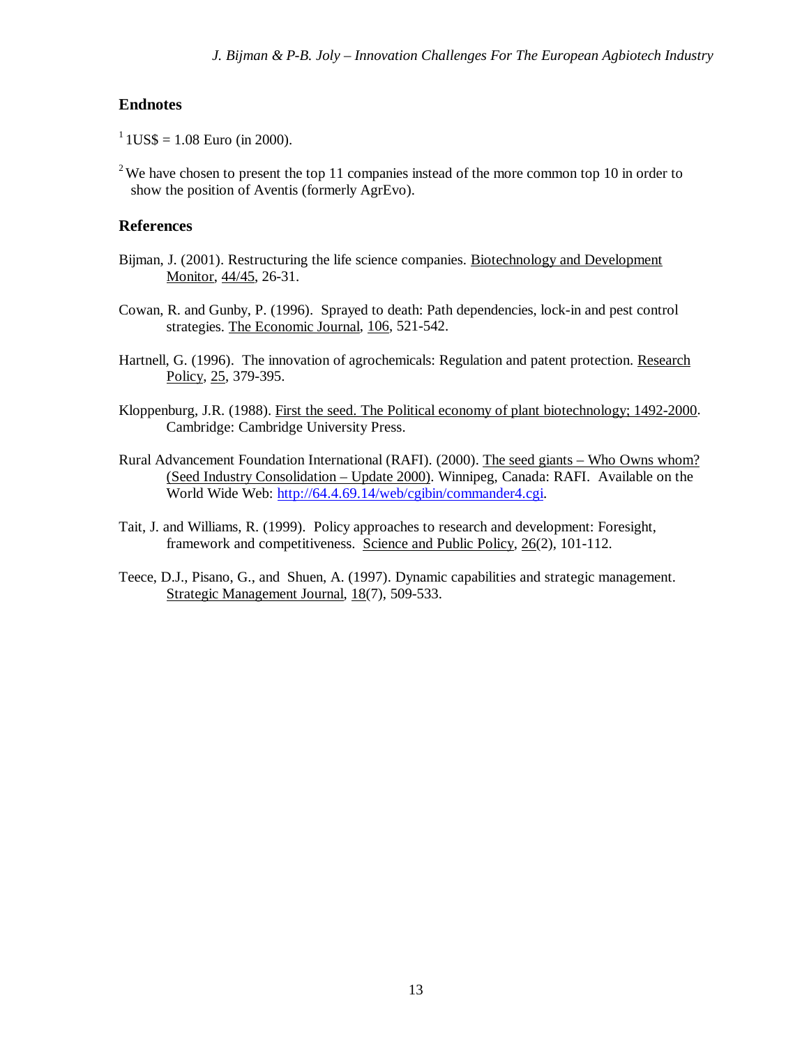## Endnotes

[1] 1US$ = 1.08 Euro (in 2000).

[2] We have chosen to present the top 11 companies instead of the more common top 10 in order to show the position of Aventis (formerly AgrEvo).

## References

Bijman, J. (2001). Restructuring the life science companies. Biotechnology and Development Monitor, 44/45, 26-31.

Cowan, R. and Gunby, P. (1996). Sprayed to death: Path dependencies, lock-in and pest control strategies. The Economic Journal, 106, 521-542.

Hartnell, G. (1996). The innovation of agrochemicals: Regulation and patent protection. Research Policy, 25, 379-395.

Kloppenburg, J.R. (1988). First the seed. The Political economy of plant biotechnology; 1492-2000. Cambridge: Cambridge University Press.

Rural Advancement Foundation International (RAFI). (2000). The seed giants – Who Owns whom? (Seed Industry Consolidation – Update 2000). Winnipeg, Canada: RAFI. Available on the World Wide Web: http://64.4.69.14/web/cgibin/commander4.cgi.

Tait, J. and Williams, R. (1999). Policy approaches to research and development: Foresight, framework and competitiveness. Science and Public Policy, 26(2), 101-112.

Teece, D.J., Pisano, G., and Shuen, A. (1997). Dynamic capabilities and strategic management. Strategic Management Journal, 18(7), 509-533.